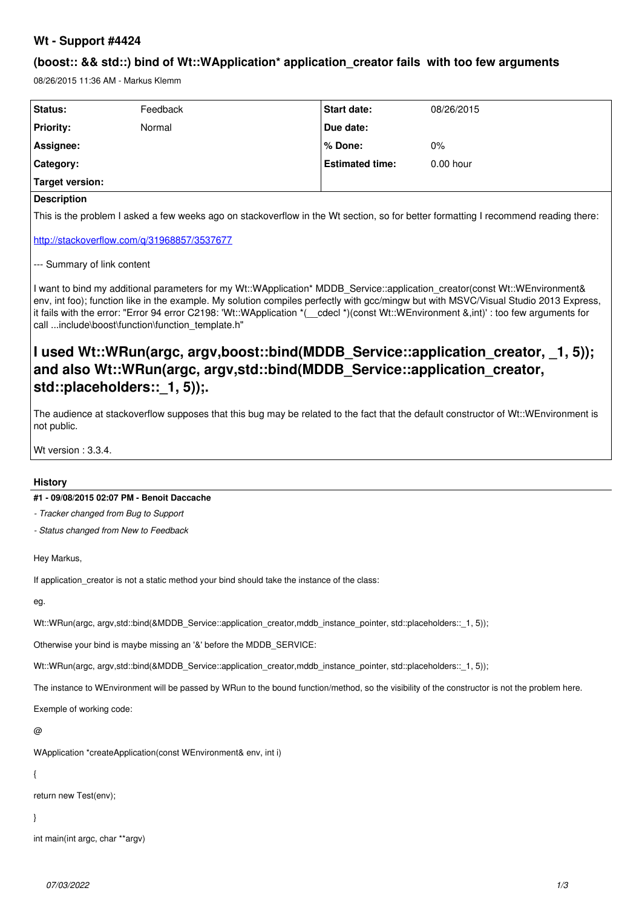# Wt - Support #4424

## (boost:: && std::) bind of Wt::WApplication* application_creator fails with too few arguments

08/26/2015 11:36 AM - Markus Klemm

| | | | |
|---|---|---|---|
| **Status:** | Feedback | **Start date:** | 08/26/2015 |
| **Priority:** | Normal | **Due date:** | |
| **Assignee:** | | **% Done:** | 0% |
| **Category:** | | **Estimated time:** | 0.00 hour |
| **Target version:** | | | |

**Description**

This is the problem I asked a few weeks ago on stackoverflow in the Wt section, so for better formatting I recommend reading there:

http://stackoverflow.com/q/31968857/3537677

--- Summary of link content

I want to bind my additional parameters for my Wt::WApplication* MDDB_Service::application_creator(const Wt::WEnvironment& env, int foo); function like in the example. My solution compiles perfectly with gcc/mingw but with MSVC/Visual Studio 2013 Express, it fails with the error: "Error 94 error C2198: 'Wt::WApplication *(__cdecl *)(const Wt::WEnvironment &,int)' : too few arguments for call ...include\boost\function\function_template.h"

# I used Wt::WRun(argc, argv,boost::bind(MDDB_Service::application_creator, _1, 5)); and also Wt::WRun(argc, argv,std::bind(MDDB_Service::application_creator, std::placeholders::_1, 5));.

The audience at stackoverflow supposes that this bug may be related to the fact that the default constructor of Wt::WEnvironment is not public.

Wt version : 3.3.4.

**History**

**#1 - 09/08/2015 02:07 PM - Benoit Daccache**

- *Tracker changed from Bug to Support*
- *Status changed from New to Feedback*

Hey Markus,

If application_creator is not a static method your bind should take the instance of the class:

eg.

Wt::WRun(argc, argv,std::bind(&MDDB_Service::application_creator,mddb_instance_pointer, std::placeholders::_1, 5));

Otherwise your bind is maybe missing an '&' before the MDDB_SERVICE:

Wt::WRun(argc, argv,std::bind(&MDDB_Service::application_creator,mddb_instance_pointer, std::placeholders::_1, 5));

The instance to WEnvironment will be passed by WRun to the bound function/method, so the visibility of the constructor is not the problem here.

Exemple of working code:

@

WApplication *createApplication(const WEnvironment& env, int i)

{

return new Test(env);

}

int main(int argc, char **argv)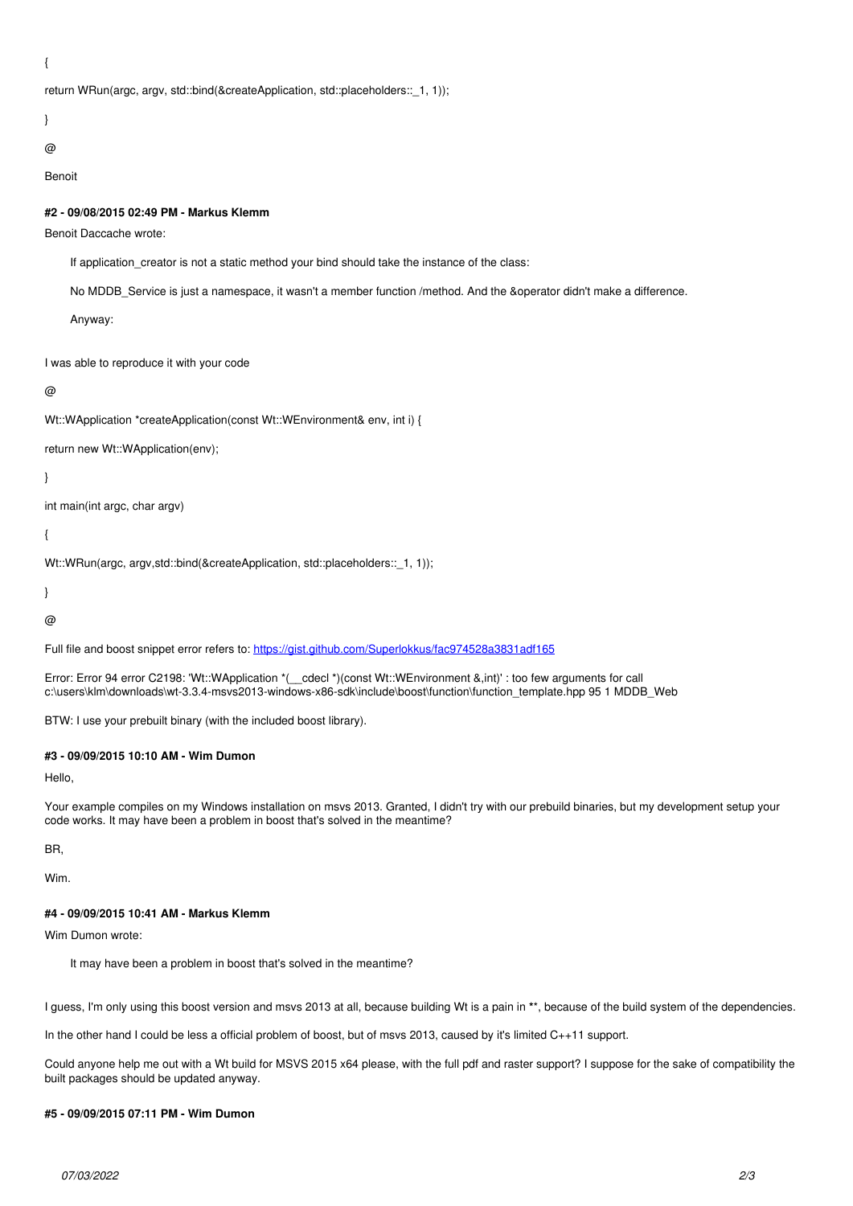{

return WRun(argc, argv, std::bind(&createApplication, std::placeholders::_1, 1));

}

@

Benoit

#### #2 - 09/08/2015 02:49 PM - Markus Klemm

Benoit Daccache wrote:

> If application_creator is not a static method your bind should take the instance of the class:
>
> No MDDB_Service is just a namespace, it wasn't a member function /method. And the &operator didn't make a difference.
>
> Anyway:

I was able to reproduce it with your code

@

Wt::WApplication *createApplication(const Wt::WEnvironment& env, int i) {

return new Wt::WApplication(env);

}

int main(int argc, char argv)

{

Wt::WRun(argc, argv,std::bind(&createApplication, std::placeholders::_1, 1));

}

@

Full file and boost snippet error refers to: https://gist.github.com/Superlokkus/fac974528a3831adf165

Error: Error 94 error C2198: 'Wt::WApplication *(__cdecl *)(const Wt::WEnvironment &,int)' : too few arguments for call c:\users\klm\downloads\wt-3.3.4-msvs2013-windows-x86-sdk\include\boost\function\function_template.hpp 95 1 MDDB_Web

BTW: I use your prebuilt binary (with the included boost library).

#### #3 - 09/09/2015 10:10 AM - Wim Dumon

Hello,

Your example compiles on my Windows installation on msvs 2013. Granted, I didn't try with our prebuild binaries, but my development setup your code works. It may have been a problem in boost that's solved in the meantime?

BR,

Wim.

#### #4 - 09/09/2015 10:41 AM - Markus Klemm

Wim Dumon wrote:

> It may have been a problem in boost that's solved in the meantime?

I guess, I'm only using this boost version and msvs 2013 at all, because building Wt is a pain in **, because of the build system of the dependencies.

In the other hand I could be less a official problem of boost, but of msvs 2013, caused by it's limited C++11 support.

Could anyone help me out with a Wt build for MSVS 2015 x64 please, with the full pdf and raster support? I suppose for the sake of compatibility the built packages should be updated anyway.

#### #5 - 09/09/2015 07:11 PM - Wim Dumon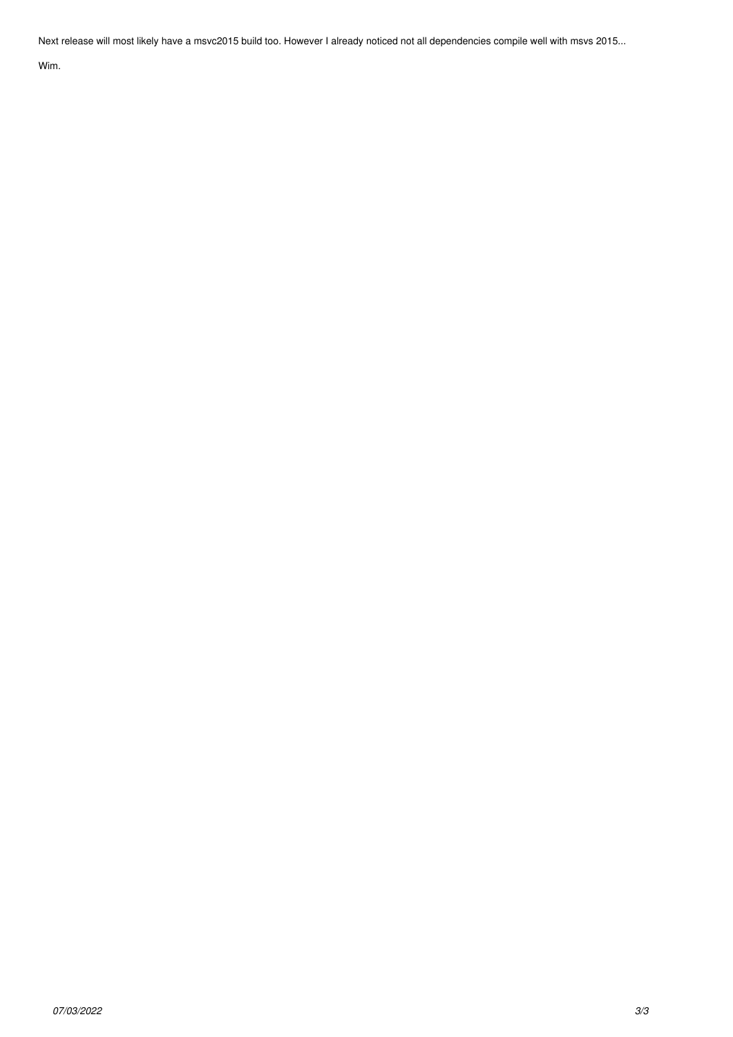Next release will most likely have a msvc2015 build too. However I already noticed not all dependencies compile well with msvs 2015...

Wim.